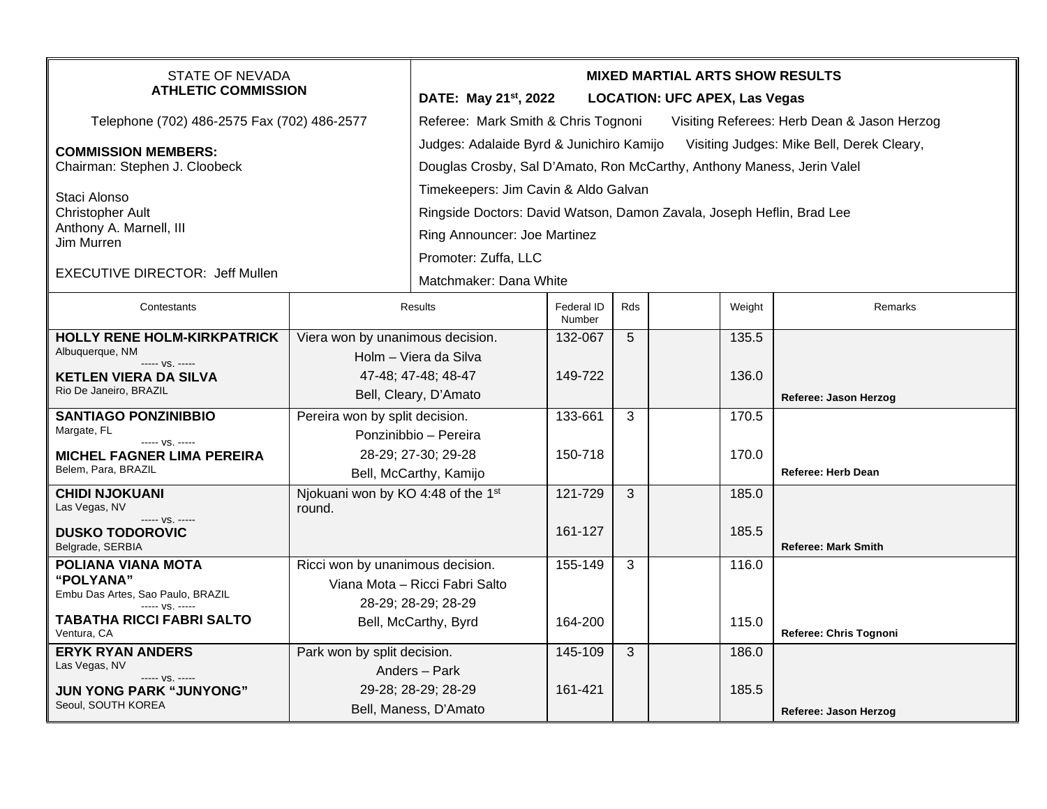STATE OF NEVADA
**ATHLETIC COMMISSION**

Telephone (702) 486-2575 Fax (702) 486-2577

**COMMISSION MEMBERS:**
Chairman: Stephen J. Cloobeck

Staci Alonso
Christopher Ault
Anthony A. Marnell, III
Jim Murren

EXECUTIVE DIRECTOR: Jeff Mullen

**MIXED MARTIAL ARTS SHOW RESULTS**

**DATE: May 21st, 2022 LOCATION: UFC APEX, Las Vegas**

Referee: Mark Smith & Chris Tognoni Visiting Referees: Herb Dean & Jason Herzog

Judges: Adalaide Byrd & Junichiro Kamijo Visiting Judges: Mike Bell, Derek Cleary, Douglas Crosby, Sal D'Amato, Ron McCarthy, Anthony Maness, Jerin Valel

Timekeepers: Jim Cavin & Aldo Galvan

Ringside Doctors: David Watson, Damon Zavala, Joseph Heflin, Brad Lee

Ring Announcer: Joe Martinez

Promoter: Zuffa, LLC

Matchmaker: Dana White

| Contestants | Results | Federal ID Number | Rds | | Weight | Remarks |
|---|---|---|---|---|---|---|
| **HOLLY RENE HOLM-KIRKPATRICK** Albuquerque, NM ----- vs. ----- **KETLEN VIERA DA SILVA** Rio De Janeiro, BRAZIL | Viera won by unanimous decision. Holm – Viera da Silva 47-48; 47-48; 48-47 Bell, Cleary, D'Amato | 132-067 / 149-722 | 5 | | 135.5 / 136.0 | **Referee: Jason Herzog** |
| **SANTIAGO PONZINIBBIO** Margate, FL ----- vs. ----- **MICHEL FAGNER LIMA PEREIRA** Belem, Para, BRAZIL | Pereira won by split decision. Ponzinibbio – Pereira 28-29; 27-30; 29-28 Bell, McCarthy, Kamijo | 133-661 / 150-718 | 3 | | 170.5 / 170.0 | **Referee: Herb Dean** |
| **CHIDI NJOKUANI** Las Vegas, NV ----- vs. ----- **DUSKO TODOROVIC** Belgrade, SERBIA | Njokuani won by KO 4:48 of the 1st round. | 121-729 / 161-127 | 3 | | 185.0 / 185.5 | **Referee: Mark Smith** |
| **POLIANA VIANA MOTA "POLYANA"** Embu Das Artes, Sao Paulo, BRAZIL ----- vs. ----- **TABATHA RICCI FABRI SALTO** Ventura, CA | Ricci won by unanimous decision. Viana Mota – Ricci Fabri Salto 28-29; 28-29; 28-29 Bell, McCarthy, Byrd | 155-149 / 164-200 | 3 | | 116.0 / 115.0 | **Referee: Chris Tognoni** |
| **ERYK RYAN ANDERS** Las Vegas, NV ----- vs. ----- **JUN YONG PARK "JUNYONG"** Seoul, SOUTH KOREA | Park won by split decision. Anders – Park 29-28; 28-29; 28-29 Bell, Maness, D'Amato | 145-109 / 161-421 | 3 | | 186.0 / 185.5 | **Referee: Jason Herzog** |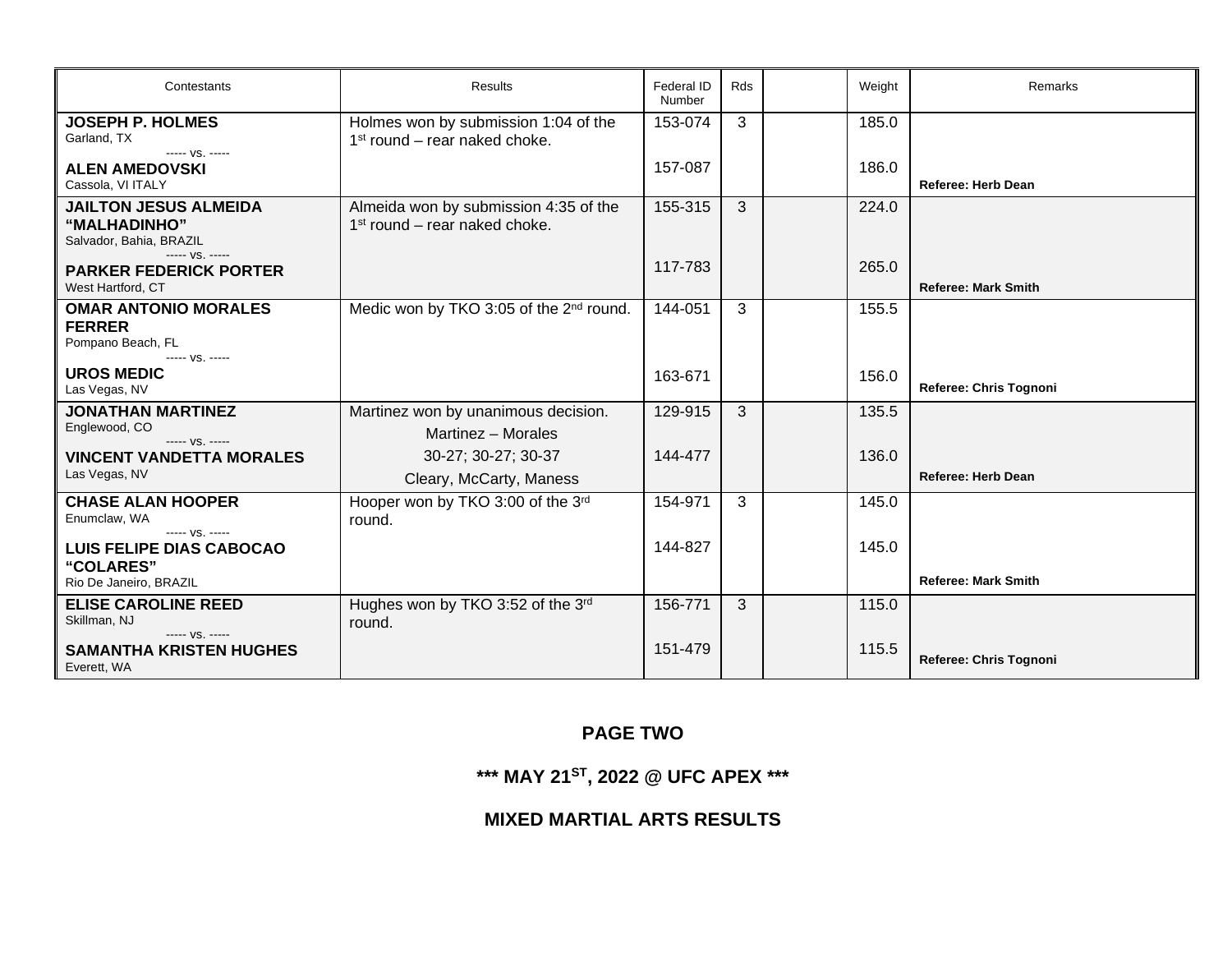| Contestants | Results | Federal ID Number | Rds | | Weight | Remarks |
|---|---|---|---|---|---|---|
| **JOSEPH P. HOLMES**<br>Garland, TX<br>----- vs. -----<br>**ALEN AMEDOVSKI**<br>Cassola, VI ITALY | Holmes won by submission 1:04 of the 1st round – rear naked choke. | 153-074<br><br>157-087 | 3 | | 185.0<br><br>186.0 | **Referee: Herb Dean** |
| **JAILTON JESUS ALMEIDA "MALHADINHO"**<br>Salvador, Bahia, BRAZIL<br>----- vs. -----<br>**PARKER FEDERICK PORTER**<br>West Hartford, CT | Almeida won by submission 4:35 of the 1st round – rear naked choke. | 155-315<br><br>117-783 | 3 | | 224.0<br><br>265.0 | **Referee: Mark Smith** |
| **OMAR ANTONIO MORALES FERRER**<br>Pompano Beach, FL<br>----- vs. -----<br>**UROS MEDIC**<br>Las Vegas, NV | Medic won by TKO 3:05 of the 2nd round. | 144-051<br><br>163-671 | 3 | | 155.5<br><br>156.0 | **Referee: Chris Tognoni** |
| **JONATHAN MARTINEZ**<br>Englewood, CO<br>----- vs. -----<br>**VINCENT VANDETTA MORALES**<br>Las Vegas, NV | Martinez won by unanimous decision.<br>Martinez – Morales<br>30-27; 30-27; 30-37<br>Cleary, McCarty, Maness | 129-915<br><br>144-477 | 3 | | 135.5<br><br>136.0 | **Referee: Herb Dean** |
| **CHASE ALAN HOOPER**<br>Enumclaw, WA<br>----- vs. -----<br>**LUIS FELIPE DIAS CABOCAO "COLARES"**<br>Rio De Janeiro, BRAZIL | Hooper won by TKO 3:00 of the 3rd round. | 154-971<br><br>144-827 | 3 | | 145.0<br><br>145.0 | **Referee: Mark Smith** |
| **ELISE CAROLINE REED**<br>Skillman, NJ<br>----- vs. -----<br>**SAMANTHA KRISTEN HUGHES**<br>Everett, WA | Hughes won by TKO 3:52 of the 3rd round. | 156-771<br><br>151-479 | 3 | | 115.0<br><br>115.5 | **Referee: Chris Tognoni** |

**PAGE TWO**

**\*\*\* MAY 21ST, 2022 @ UFC APEX \*\*\***

**MIXED MARTIAL ARTS RESULTS**